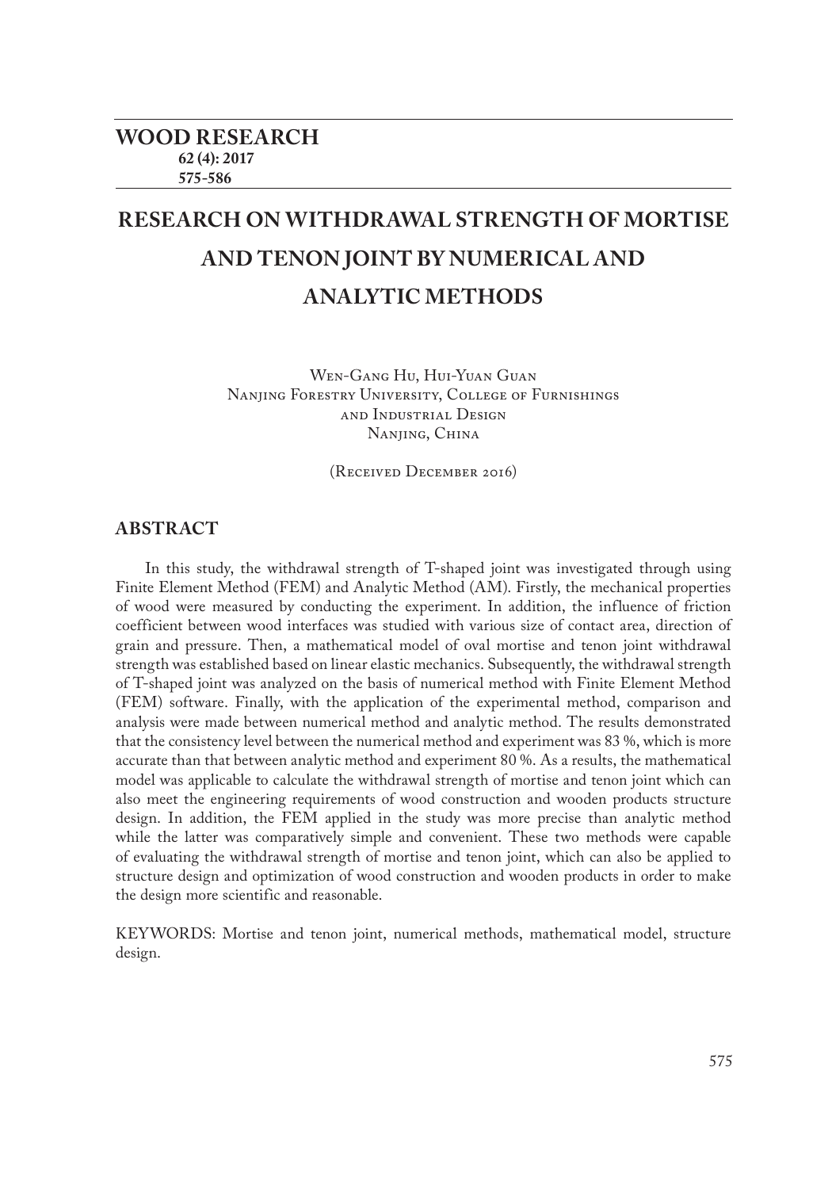# RESEARCH ON WITHDRAWAL STRENGTH OF MORTISE AND TENON JOINT BY NUMERICAL AND ANALYTIC METHODS

Wen-Gang Hu, Hui-Yuan Guan
Nanjing Forestry University, College of Furnishings and Industrial Design
Nanjing, China

(Received December 2016)

## ABSTRACT

In this study, the withdrawal strength of T-shaped joint was investigated through using Finite Element Method (FEM) and Analytic Method (AM). Firstly, the mechanical properties of wood were measured by conducting the experiment. In addition, the influence of friction coefficient between wood interfaces was studied with various size of contact area, direction of grain and pressure. Then, a mathematical model of oval mortise and tenon joint withdrawal strength was established based on linear elastic mechanics. Subsequently, the withdrawal strength of T-shaped joint was analyzed on the basis of numerical method with Finite Element Method (FEM) software. Finally, with the application of the experimental method, comparison and analysis were made between numerical method and analytic method. The results demonstrated that the consistency level between the numerical method and experiment was 83 %, which is more accurate than that between analytic method and experiment 80 %. As a results, the mathematical model was applicable to calculate the withdrawal strength of mortise and tenon joint which can also meet the engineering requirements of wood construction and wooden products structure design. In addition, the FEM applied in the study was more precise than analytic method while the latter was comparatively simple and convenient. These two methods were capable of evaluating the withdrawal strength of mortise and tenon joint, which can also be applied to structure design and optimization of wood construction and wooden products in order to make the design more scientific and reasonable.

KEYWORDS: Mortise and tenon joint, numerical methods, mathematical model, structure design.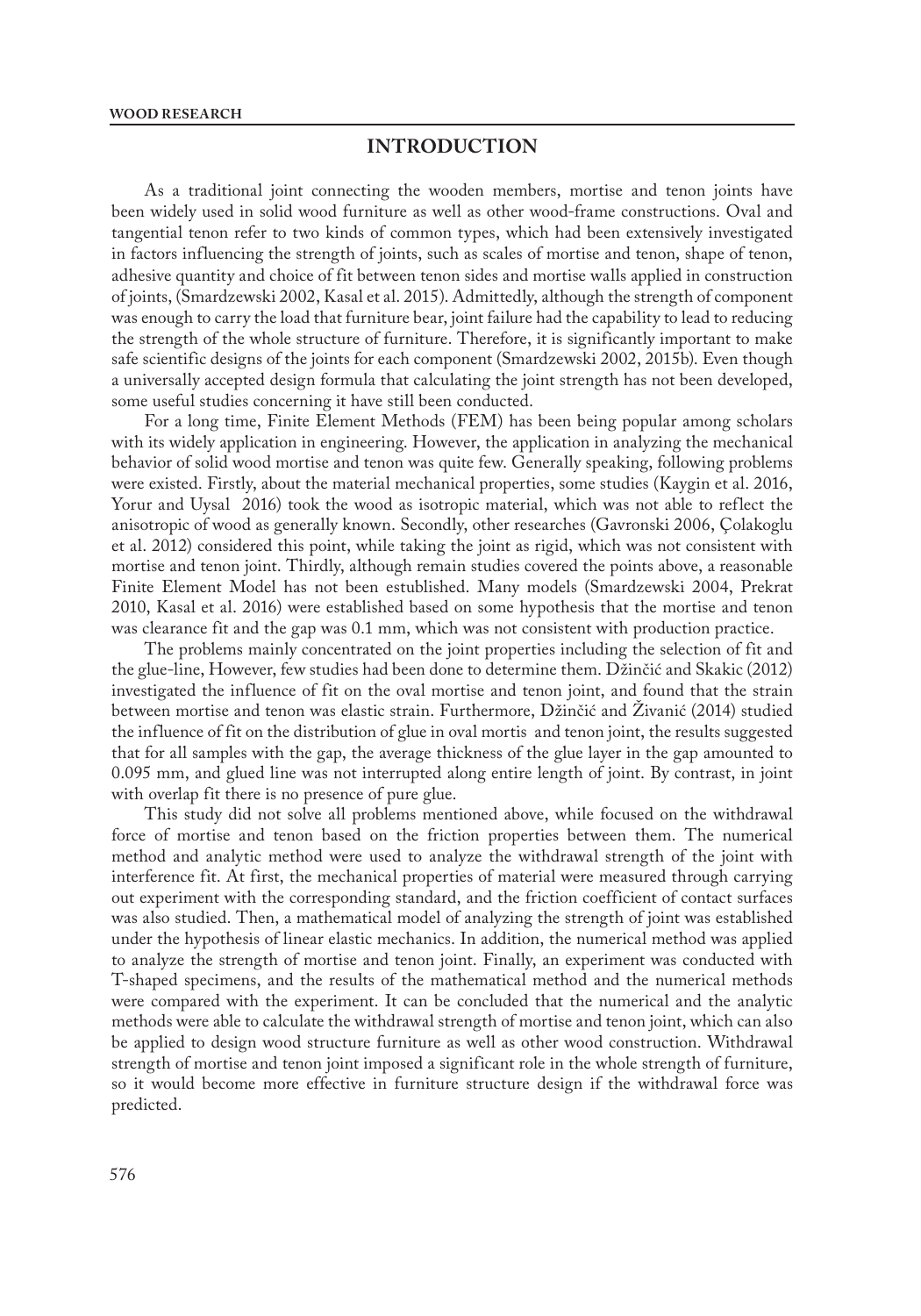## INTRODUCTION

As a traditional joint connecting the wooden members, mortise and tenon joints have been widely used in solid wood furniture as well as other wood-frame constructions. Oval and tangential tenon refer to two kinds of common types, which had been extensively investigated in factors influencing the strength of joints, such as scales of mortise and tenon, shape of tenon, adhesive quantity and choice of fit between tenon sides and mortise walls applied in construction of joints, (Smardzewski 2002, Kasal et al. 2015). Admittedly, although the strength of component was enough to carry the load that furniture bear, joint failure had the capability to lead to reducing the strength of the whole structure of furniture. Therefore, it is significantly important to make safe scientific designs of the joints for each component (Smardzewski 2002, 2015b). Even though a universally accepted design formula that calculating the joint strength has not been developed, some useful studies concerning it have still been conducted.

For a long time, Finite Element Methods (FEM) has been being popular among scholars with its widely application in engineering. However, the application in analyzing the mechanical behavior of solid wood mortise and tenon was quite few. Generally speaking, following problems were existed. Firstly, about the material mechanical properties, some studies (Kaygin et al. 2016, Yorur and Uysal 2016) took the wood as isotropic material, which was not able to reflect the anisotropic of wood as generally known. Secondly, other researches (Gavronski 2006, Çolakoglu et al. 2012) considered this point, while taking the joint as rigid, which was not consistent with mortise and tenon joint. Thirdly, although remain studies covered the points above, a reasonable Finite Element Model has not been estublished. Many models (Smardzewski 2004, Prekrat 2010, Kasal et al. 2016) were established based on some hypothesis that the mortise and tenon was clearance fit and the gap was 0.1 mm, which was not consistent with production practice.

The problems mainly concentrated on the joint properties including the selection of fit and the glue-line, However, few studies had been done to determine them. Džinčić and Skakic (2012) investigated the influence of fit on the oval mortise and tenon joint, and found that the strain between mortise and tenon was elastic strain. Furthermore, Džinčić and Živanić (2014) studied the influence of fit on the distribution of glue in oval mortis and tenon joint, the results suggested that for all samples with the gap, the average thickness of the glue layer in the gap amounted to 0.095 mm, and glued line was not interrupted along entire length of joint. By contrast, in joint with overlap fit there is no presence of pure glue.

This study did not solve all problems mentioned above, while focused on the withdrawal force of mortise and tenon based on the friction properties between them. The numerical method and analytic method were used to analyze the withdrawal strength of the joint with interference fit. At first, the mechanical properties of material were measured through carrying out experiment with the corresponding standard, and the friction coefficient of contact surfaces was also studied. Then, a mathematical model of analyzing the strength of joint was established under the hypothesis of linear elastic mechanics. In addition, the numerical method was applied to analyze the strength of mortise and tenon joint. Finally, an experiment was conducted with T-shaped specimens, and the results of the mathematical method and the numerical methods were compared with the experiment. It can be concluded that the numerical and the analytic methods were able to calculate the withdrawal strength of mortise and tenon joint, which can also be applied to design wood structure furniture as well as other wood construction. Withdrawal strength of mortise and tenon joint imposed a significant role in the whole strength of furniture, so it would become more effective in furniture structure design if the withdrawal force was predicted.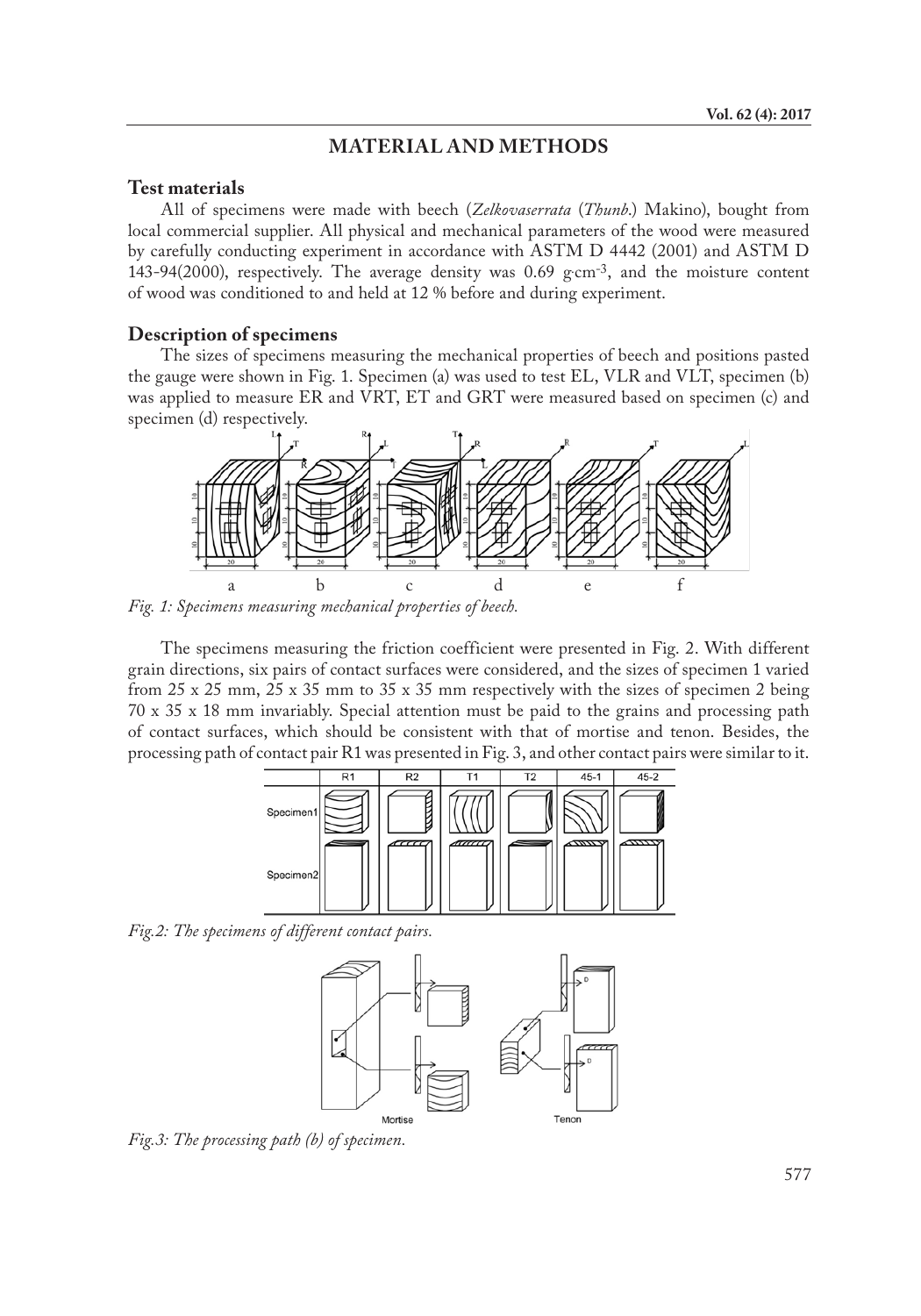## MATERIAL AND METHODS

### Test materials

All of specimens were made with beech (*Zelkovaserrata* (*Thunb.*) Makino), bought from local commercial supplier. All physical and mechanical parameters of the wood were measured by carefully conducting experiment in accordance with ASTM D 4442 (2001) and ASTM D 143-94(2000), respectively. The average density was 0.69 g·cm$^{-3}$, and the moisture content of wood was conditioned to and held at 12 % before and during experiment.

### Description of specimens

The sizes of specimens measuring the mechanical properties of beech and positions pasted the gauge were shown in Fig. 1. Specimen (a) was used to test EL, VLR and VLT, specimen (b) was applied to measure ER and VRT, ET and GRT were measured based on specimen (c) and specimen (d) respectively.

*Fig. 1: Specimens measuring mechanical properties of beech.*

The specimens measuring the friction coefficient were presented in Fig. 2. With different grain directions, six pairs of contact surfaces were considered, and the sizes of specimen 1 varied from 25 x 25 mm, 25 x 35 mm to 35 x 35 mm respectively with the sizes of specimen 2 being 70 x 35 x 18 mm invariably. Special attention must be paid to the grains and processing path of contact surfaces, which should be consistent with that of mortise and tenon. Besides, the processing path of contact pair R1 was presented in Fig. 3, and other contact pairs were similar to it.

*Fig.2: The specimens of different contact pairs.*

*Fig.3: The processing path (b) of specimen.*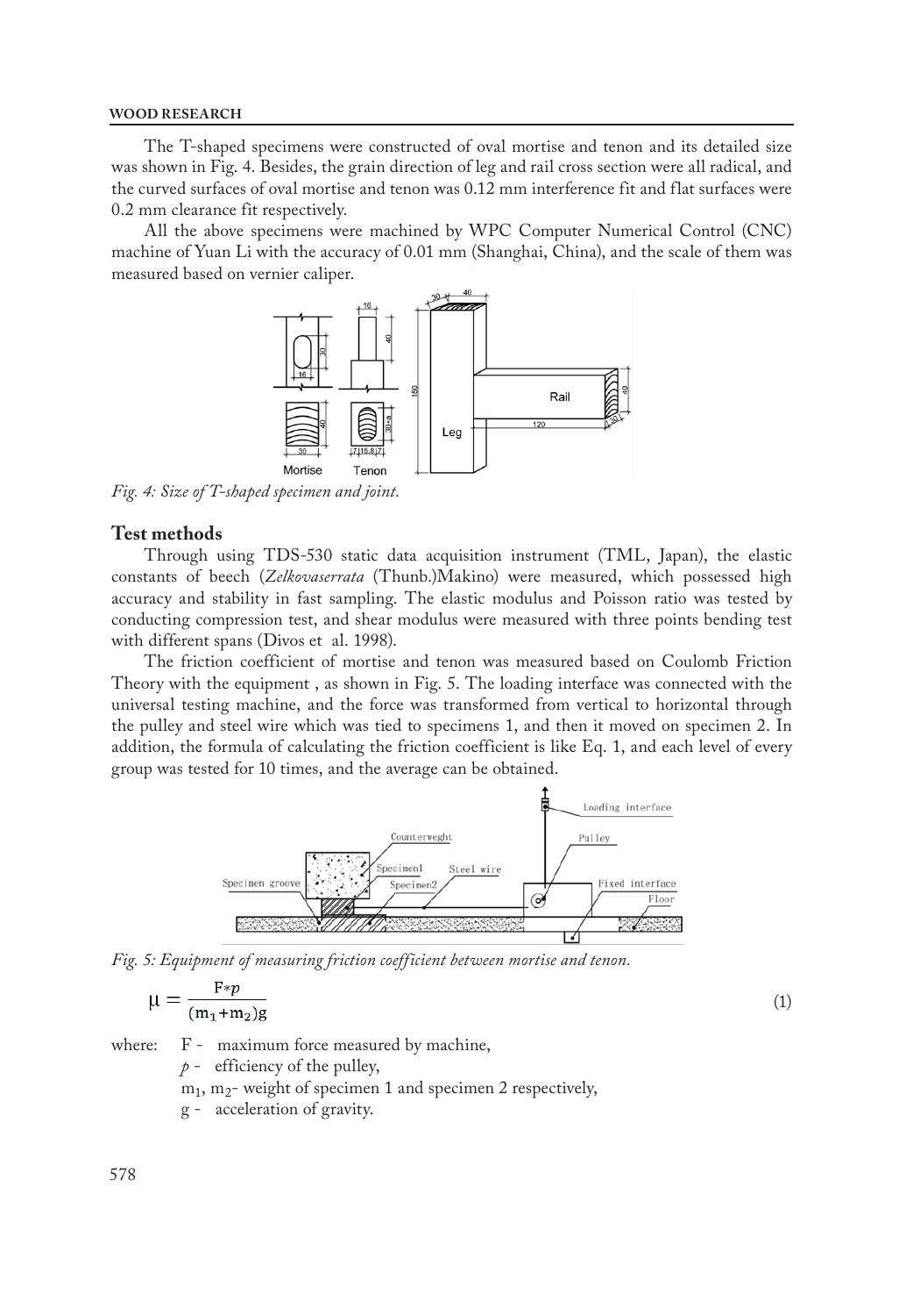The T-shaped specimens were constructed of oval mortise and tenon and its detailed size was shown in Fig. 4. Besides, the grain direction of leg and rail cross section were all radical, and the curved surfaces of oval mortise and tenon was 0.12 mm interference fit and flat surfaces were 0.2 mm clearance fit respectively.

All the above specimens were machined by WPC Computer Numerical Control (CNC) machine of Yuan Li with the accuracy of 0.01 mm (Shanghai, China), and the scale of them was measured based on vernier caliper.

*Fig. 4: Size of T-shaped specimen and joint.*

## Test methods

Through using TDS-530 static data acquisition instrument (TML, Japan), the elastic constants of beech (*Zelkovaserrata* (Thunb.)Makino) were measured, which possessed high accuracy and stability in fast sampling. The elastic modulus and Poisson ratio was tested by conducting compression test, and shear modulus were measured with three points bending test with different spans (Divos et al. 1998).

The friction coefficient of mortise and tenon was measured based on Coulomb Friction Theory with the equipment , as shown in Fig. 5. The loading interface was connected with the universal testing machine, and the force was transformed from vertical to horizontal through the pulley and steel wire which was tied to specimens 1, and then it moved on specimen 2. In addition, the formula of calculating the friction coefficient is like Eq. 1, and each level of every group was tested for 10 times, and the average can be obtained.

*Fig. 5: Equipment of measuring friction coefficient between mortise and tenon.*

$$\mu = \frac{F * p}{(m_1 + m_2)g} \tag{1}$$

where: F - maximum force measured by machine,
$p$ - efficiency of the pulley,
$m_1$, $m_2$- weight of specimen 1 and specimen 2 respectively,
g - acceleration of gravity.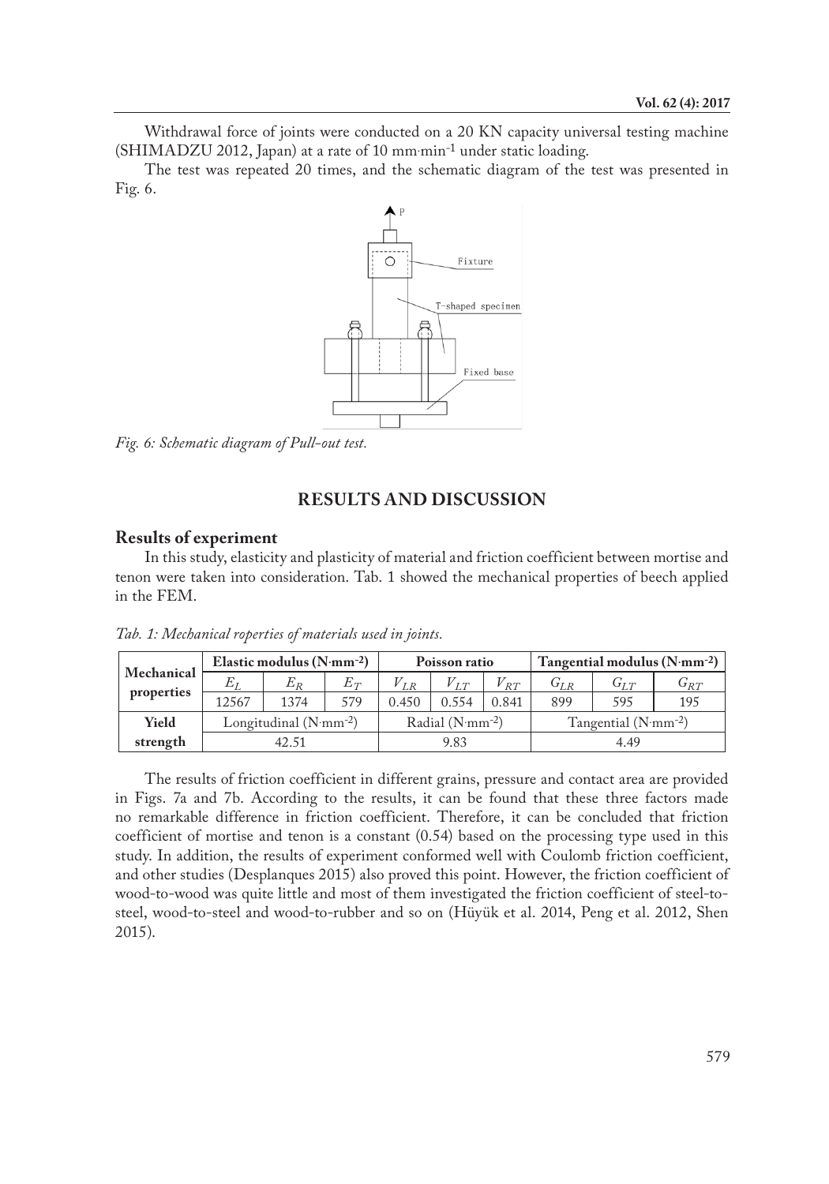Withdrawal force of joints were conducted on a 20 KN capacity universal testing machine (SHIMADZU 2012, Japan) at a rate of 10 mm·min$^{-1}$ under static loading.

The test was repeated 20 times, and the schematic diagram of the test was presented in Fig. 6.

*Fig. 6: Schematic diagram of Pull-out test.*

## RESULTS AND DISCUSSION

### Results of experiment

In this study, elasticity and plasticity of material and friction coefficient between mortise and tenon were taken into consideration. Tab. 1 showed the mechanical properties of beech applied in the FEM.

*Tab. 1: Mechanical roperties of materials used in joints.*

| Mechanical properties | Elastic modulus (N·mm$^{-2}$) | | | Poisson ratio | | | Tangential modulus (N·mm$^{-2}$) | | |
|---|---|---|---|---|---|---|---|---|---|
| | $E_L$ | $E_R$ | $E_T$ | $V_{LR}$ | $V_{LT}$ | $V_{RT}$ | $G_{LR}$ | $G_{LT}$ | $G_{RT}$ |
| | 12567 | 1374 | 579 | 0.450 | 0.554 | 0.841 | 899 | 595 | 195 |
| **Yield strength** | Longitudinal (N·mm$^{-2}$) | | | Radial (N·mm$^{-2}$) | | | Tangential (N·mm$^{-2}$) | | |
| | 42.51 | | | 9.83 | | | 4.49 | | |

The results of friction coefficient in different grains, pressure and contact area are provided in Figs. 7a and 7b. According to the results, it can be found that these three factors made no remarkable difference in friction coefficient. Therefore, it can be concluded that friction coefficient of mortise and tenon is a constant (0.54) based on the processing type used in this study. In addition, the results of experiment conformed well with Coulomb friction coefficient, and other studies (Desplanques 2015) also proved this point. However, the friction coefficient of wood-to-wood was quite little and most of them investigated the friction coefficient of steel-to-steel, wood-to-steel and wood-to-rubber and so on (Hüyük et al. 2014, Peng et al. 2012, Shen 2015).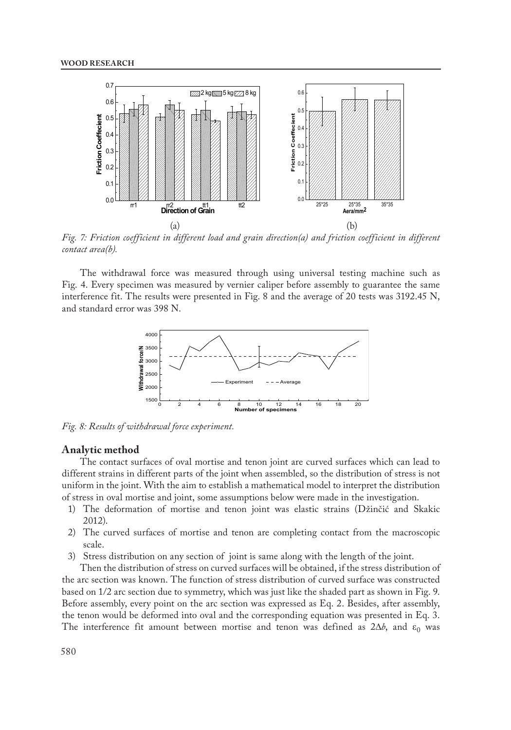*Fig. 7: Friction coefficient in different load and grain direction(a) and friction coefficient in different contact area(b).*

The withdrawal force was measured through using universal testing machine such as Fig. 4. Every specimen was measured by vernier caliper before assembly to guarantee the same interference fit. The results were presented in Fig. 8 and the average of 20 tests was 3192.45 N, and standard error was 398 N.

*Fig. 8: Results of withdrawal force experiment.*

## Analytic method

The contact surfaces of oval mortise and tenon joint are curved surfaces which can lead to different strains in different parts of the joint when assembled, so the distribution of stress is not uniform in the joint. With the aim to establish a mathematical model to interpret the distribution of stress in oval mortise and joint, some assumptions below were made in the investigation.

1) The deformation of mortise and tenon joint was elastic strains (Džinčić and Skakic 2012).
2) The curved surfaces of mortise and tenon are completing contact from the macroscopic scale.
3) Stress distribution on any section of joint is same along with the length of the joint.

Then the distribution of stress on curved surfaces will be obtained, if the stress distribution of the arc section was known. The function of stress distribution of curved surface was constructed based on 1/2 arc section due to symmetry, which was just like the shaded part as shown in Fig. 9. Before assembly, every point on the arc section was expressed as Eq. 2. Besides, after assembly, the tenon would be deformed into oval and the corresponding equation was presented in Eq. 3. The interference fit amount between mortise and tenon was defined as $2\Delta b$, and $\varepsilon_0$ was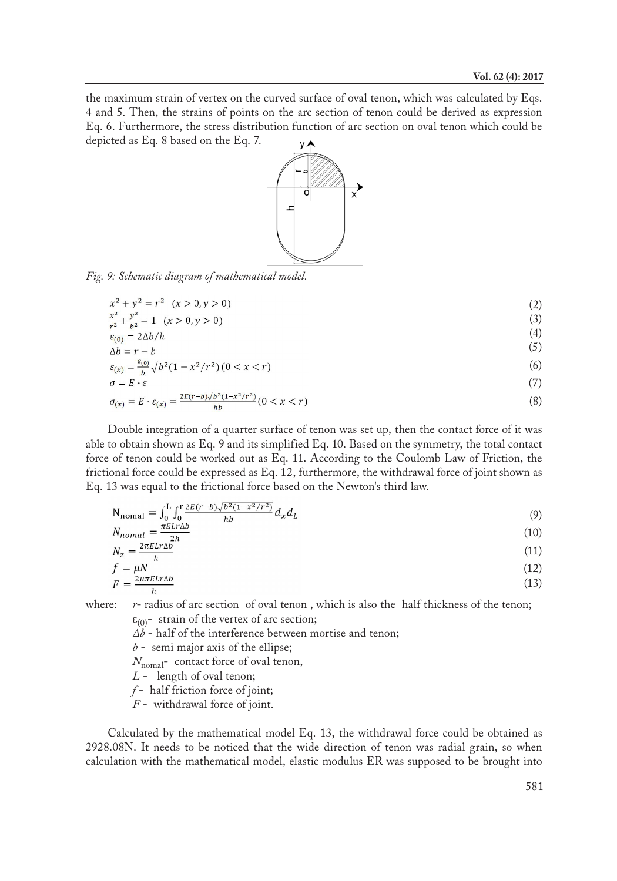the maximum strain of vertex on the curved surface of oval tenon, which was calculated by Eqs. 4 and 5. Then, the strains of points on the arc section of tenon could be derived as expression Eq. 6. Furthermore, the stress distribution function of arc section on oval tenon which could be depicted as Eq. 8 based on the Eq. 7.

*Fig. 9: Schematic diagram of mathematical model.*

$$x^2 + y^2 = r^2 \quad (x > 0, y > 0) \tag{2}$$

$$\frac{x^2}{r^2} + \frac{y^2}{b^2} = 1 \quad (x > 0, y > 0) \tag{3}$$

$$\varepsilon_{(0)} = 2\Delta b / h \tag{4}$$

$$\Delta b = r - b \tag{5}$$

$$\varepsilon_{(x)} = \frac{\varepsilon_{(0)}}{b}\sqrt{b^2(1 - x^2/r^2)} \, (0 < x < r) \tag{6}$$

$$\sigma = E \cdot \varepsilon \tag{7}$$

$$\sigma_{(x)} = E \cdot \varepsilon_{(x)} = \frac{2E(r-b)\sqrt{b^2(1-x^2/r^2)}}{hb} (0 < x < r) \tag{8}$$

Double integration of a quarter surface of tenon was set up, then the contact force of it was able to obtain shown as Eq. 9 and its simplified Eq. 10. Based on the symmetry, the total contact force of tenon could be worked out as Eq. 11. According to the Coulomb Law of Friction, the frictional force could be expressed as Eq. 12, furthermore, the withdrawal force of joint shown as Eq. 13 was equal to the frictional force based on the Newton's third law.

$$\mathrm{N_{nomal}} = \int_0^{\mathrm{L}} \int_0^{\mathrm{r}} \frac{2E(r-b)\sqrt{b^2(1-x^2/r^2)}}{hb} d_x d_L \tag{9}$$

$$N_{nomal} = \frac{\pi E L r \Delta b}{2h} \tag{10}$$

$$N_z = \frac{2\pi E L r \Delta b}{h} \tag{11}$$

$$f = \mu N \tag{12}$$

$$F = \frac{2\mu\pi E L r \Delta b}{h} \tag{13}$$

where: $r$- radius of arc section of oval tenon , which is also the half thickness of the tenon;
$\varepsilon_{(0)}$- strain of the vertex of arc section;
$\Delta b$ - half of the interference between mortise and tenon;
$b$ - semi major axis of the ellipse;
$N_{\mathrm{nomal}}$- contact force of oval tenon,
$L$ - length of oval tenon;
$f$ - half friction force of joint;
$F$ - withdrawal force of joint.

Calculated by the mathematical model Eq. 13, the withdrawal force could be obtained as 2928.08N. It needs to be noticed that the wide direction of tenon was radial grain, so when calculation with the mathematical model, elastic modulus ER was supposed to be brought into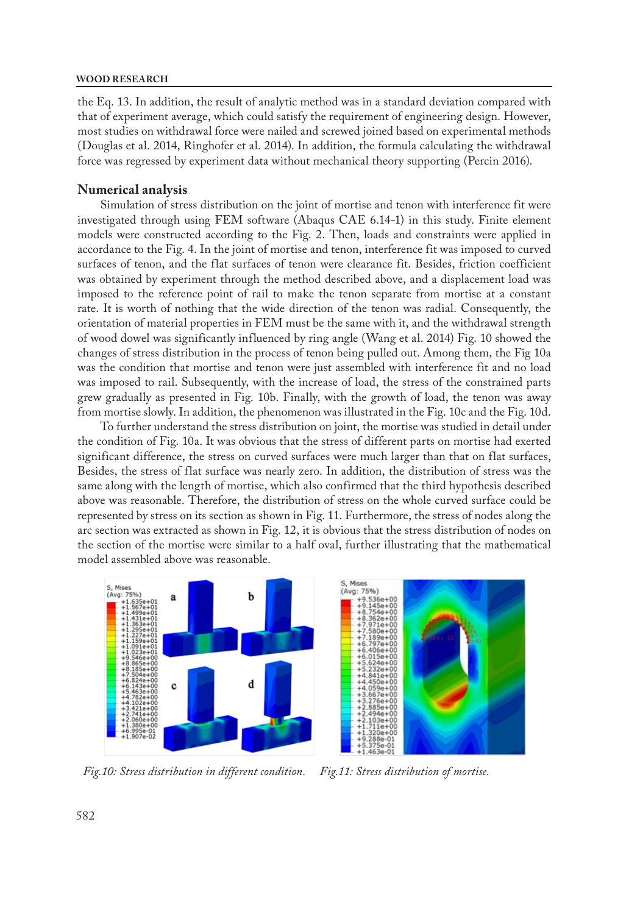the Eq. 13. In addition, the result of analytic method was in a standard deviation compared with that of experiment average, which could satisfy the requirement of engineering design. However, most studies on withdrawal force were nailed and screwed joined based on experimental methods (Douglas et al. 2014, Ringhofer et al. 2014). In addition, the formula calculating the withdrawal force was regressed by experiment data without mechanical theory supporting (Percin 2016).

## Numerical analysis

Simulation of stress distribution on the joint of mortise and tenon with interference fit were investigated through using FEM software (Abaqus CAE 6.14-1) in this study. Finite element models were constructed according to the Fig. 2. Then, loads and constraints were applied in accordance to the Fig. 4. In the joint of mortise and tenon, interference fit was imposed to curved surfaces of tenon, and the flat surfaces of tenon were clearance fit. Besides, friction coefficient was obtained by experiment through the method described above, and a displacement load was imposed to the reference point of rail to make the tenon separate from mortise at a constant rate. It is worth of nothing that the wide direction of the tenon was radial. Consequently, the orientation of material properties in FEM must be the same with it, and the withdrawal strength of wood dowel was significantly influenced by ring angle (Wang et al. 2014) Fig. 10 showed the changes of stress distribution in the process of tenon being pulled out. Among them, the Fig 10a was the condition that mortise and tenon were just assembled with interference fit and no load was imposed to rail. Subsequently, with the increase of load, the stress of the constrained parts grew gradually as presented in Fig. 10b. Finally, with the growth of load, the tenon was away from mortise slowly. In addition, the phenomenon was illustrated in the Fig. 10c and the Fig. 10d.

To further understand the stress distribution on joint, the mortise was studied in detail under the condition of Fig. 10a. It was obvious that the stress of different parts on mortise had exerted significant difference, the stress on curved surfaces were much larger than that on flat surfaces, Besides, the stress of flat surface was nearly zero. In addition, the distribution of stress was the same along with the length of mortise, which also confirmed that the third hypothesis described above was reasonable. Therefore, the distribution of stress on the whole curved surface could be represented by stress on its section as shown in Fig. 11. Furthermore, the stress of nodes along the arc section was extracted as shown in Fig. 12, it is obvious that the stress distribution of nodes on the section of the mortise were similar to a half oval, further illustrating that the mathematical model assembled above was reasonable.

*Fig.10: Stress distribution in different condition.*

*Fig.11: Stress distribution of mortise.*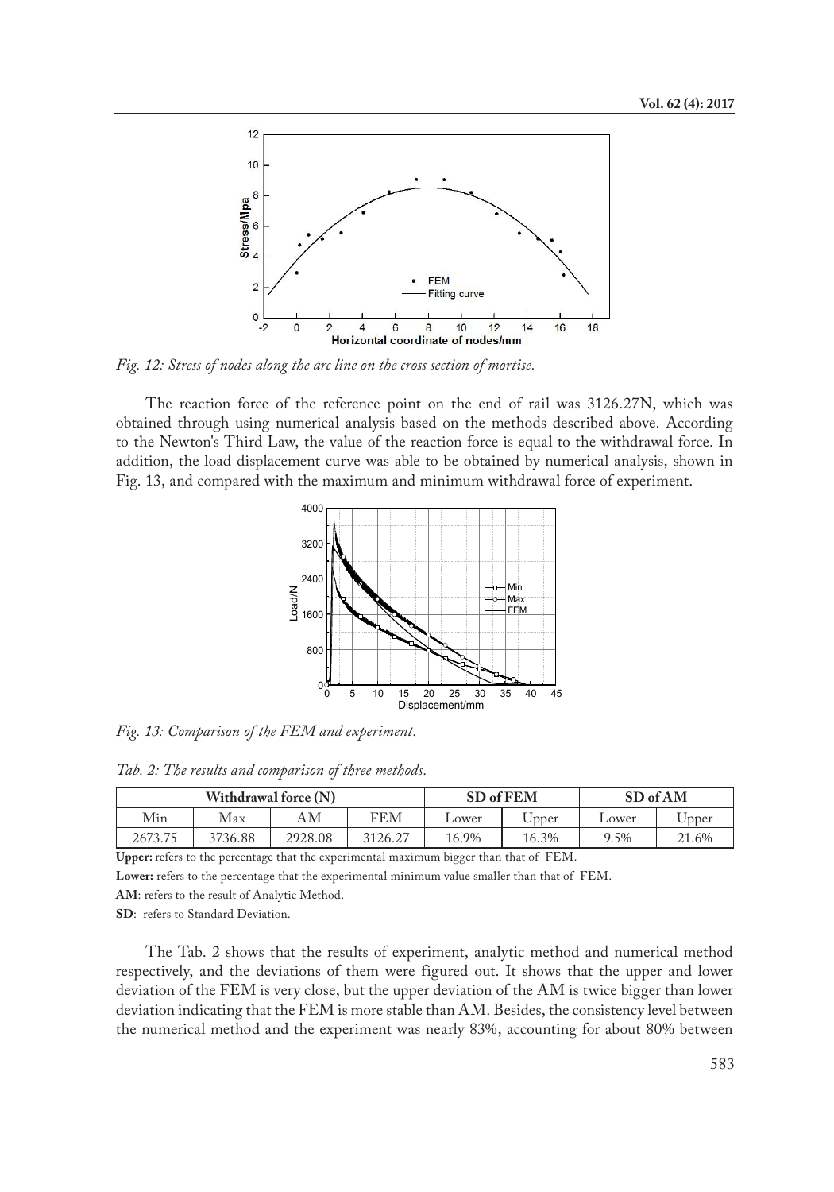Fig. 12: Stress of nodes along the arc line on the cross section of mortise.

The reaction force of the reference point on the end of rail was 3126.27N, which was obtained through using numerical analysis based on the methods described above. According to the Newton's Third Law, the value of the reaction force is equal to the withdrawal force. In addition, the load displacement curve was able to be obtained by numerical analysis, shown in Fig. 13, and compared with the maximum and minimum withdrawal force of experiment.

Fig. 13: Comparison of the FEM and experiment.

*Tab. 2: The results and comparison of three methods.*

| Withdrawal force (N) | | | | SD of FEM | | SD of AM | |
|---|---|---|---|---|---|---|---|
| Min | Max | AM | FEM | Lower | Upper | Lower | Upper |
| 2673.75 | 3736.88 | 2928.08 | 3126.27 | 16.9% | 16.3% | 9.5% | 21.6% |

**Upper:** refers to the percentage that the experimental maximum bigger than that of FEM.

**Lower:** refers to the percentage that the experimental minimum value smaller than that of FEM.

**AM**: refers to the result of Analytic Method.

**SD**: refers to Standard Deviation.

The Tab. 2 shows that the results of experiment, analytic method and numerical method respectively, and the deviations of them were figured out. It shows that the upper and lower deviation of the FEM is very close, but the upper deviation of the AM is twice bigger than lower deviation indicating that the FEM is more stable than AM. Besides, the consistency level between the numerical method and the experiment was nearly 83%, accounting for about 80% between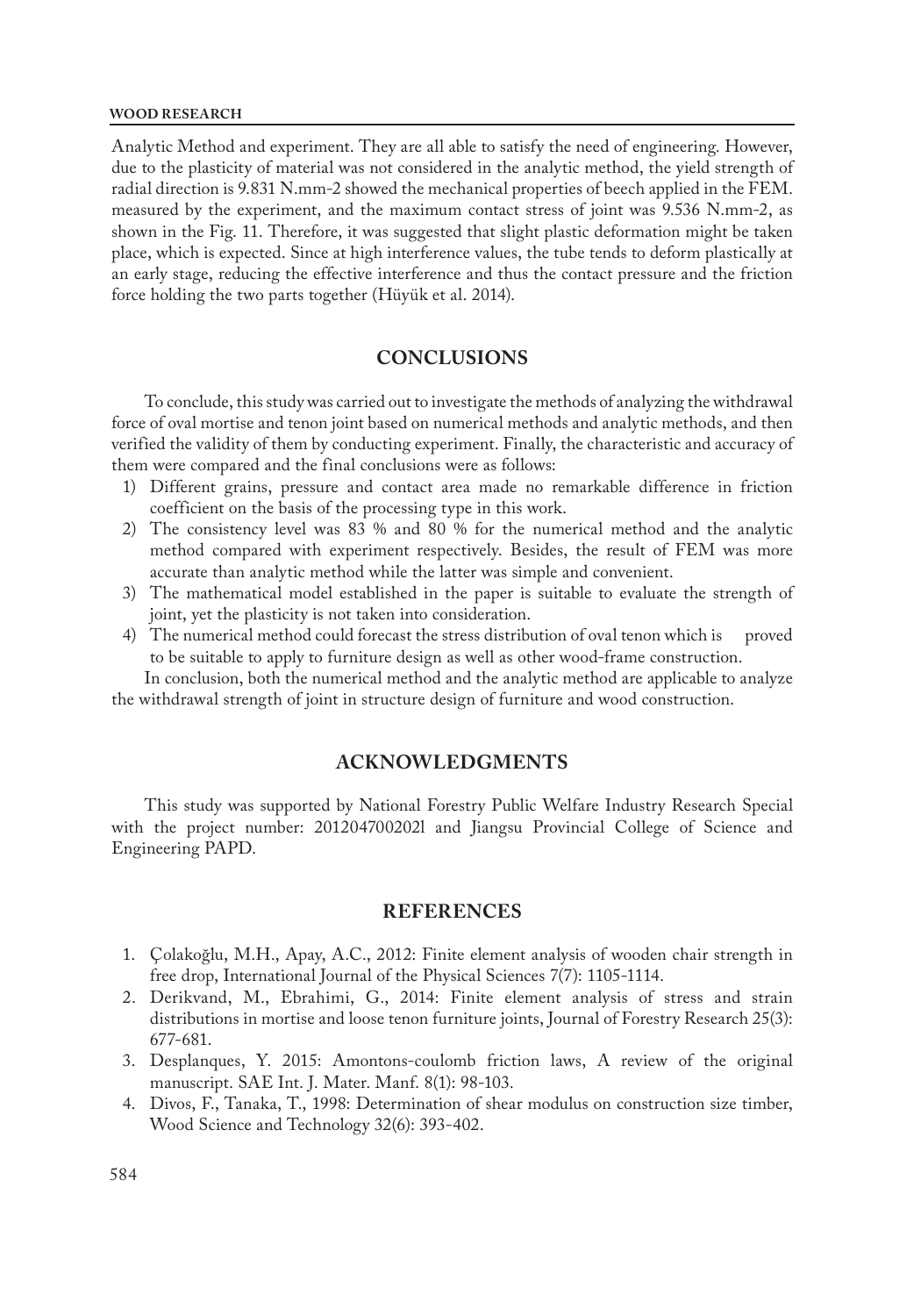Analytic Method and experiment. They are all able to satisfy the need of engineering. However, due to the plasticity of material was not considered in the analytic method, the yield strength of radial direction is 9.831 N.mm-2 showed the mechanical properties of beech applied in the FEM. measured by the experiment, and the maximum contact stress of joint was 9.536 N.mm-2, as shown in the Fig. 11. Therefore, it was suggested that slight plastic deformation might be taken place, which is expected. Since at high interference values, the tube tends to deform plastically at an early stage, reducing the effective interference and thus the contact pressure and the friction force holding the two parts together (Hüyük et al. 2014).

## CONCLUSIONS

To conclude, this study was carried out to investigate the methods of analyzing the withdrawal force of oval mortise and tenon joint based on numerical methods and analytic methods, and then verified the validity of them by conducting experiment. Finally, the characteristic and accuracy of them were compared and the final conclusions were as follows:

1) Different grains, pressure and contact area made no remarkable difference in friction coefficient on the basis of the processing type in this work.
2) The consistency level was 83 % and 80 % for the numerical method and the analytic method compared with experiment respectively. Besides, the result of FEM was more accurate than analytic method while the latter was simple and convenient.
3) The mathematical model established in the paper is suitable to evaluate the strength of joint, yet the plasticity is not taken into consideration.
4) The numerical method could forecast the stress distribution of oval tenon which is proved to be suitable to apply to furniture design as well as other wood-frame construction.

In conclusion, both the numerical method and the analytic method are applicable to analyze the withdrawal strength of joint in structure design of furniture and wood construction.

## ACKNOWLEDGMENTS

This study was supported by National Forestry Public Welfare Industry Research Special with the project number: 201204700202l and Jiangsu Provincial College of Science and Engineering PAPD.

## REFERENCES

1. Çolakoğlu, M.H., Apay, A.C., 2012: Finite element analysis of wooden chair strength in free drop, International Journal of the Physical Sciences 7(7): 1105-1114.
2. Derikvand, M., Ebrahimi, G., 2014: Finite element analysis of stress and strain distributions in mortise and loose tenon furniture joints, Journal of Forestry Research 25(3): 677-681.
3. Desplanques, Y. 2015: Amontons-coulomb friction laws, A review of the original manuscript. SAE Int. J. Mater. Manf. 8(1): 98-103.
4. Divos, F., Tanaka, T., 1998: Determination of shear modulus on construction size timber, Wood Science and Technology 32(6): 393-402.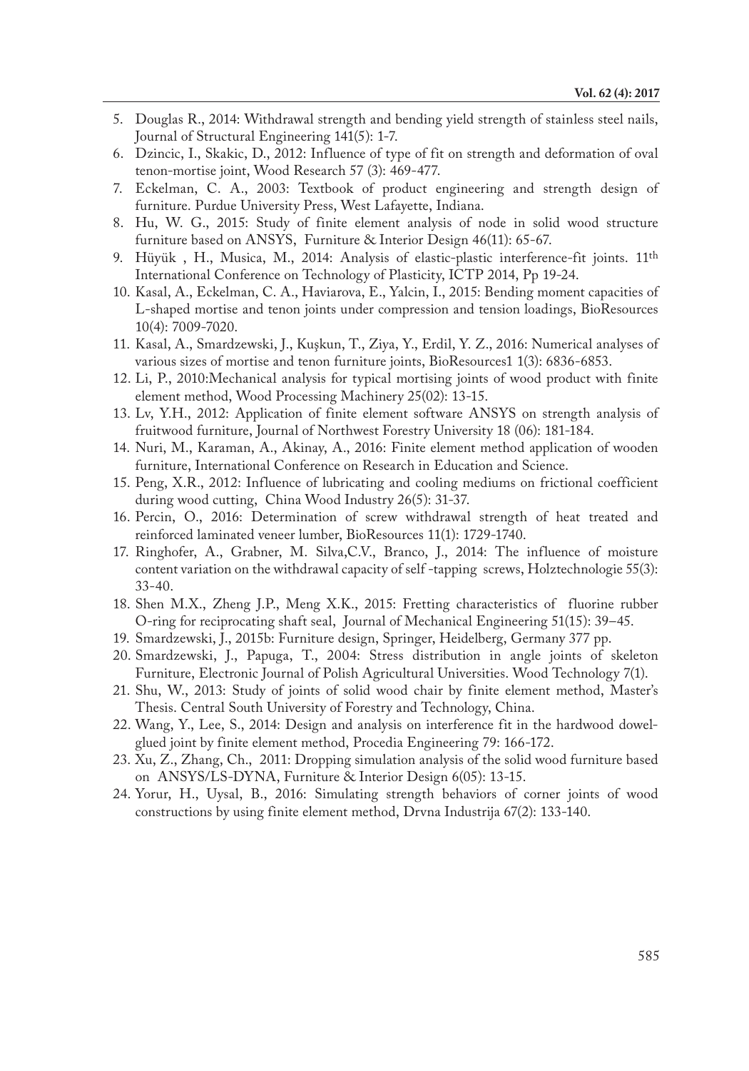5. Douglas R., 2014: Withdrawal strength and bending yield strength of stainless steel nails, Journal of Structural Engineering 141(5): 1-7.
6. Dzincic, I., Skakic, D., 2012: Influence of type of fit on strength and deformation of oval tenon-mortise joint, Wood Research 57 (3): 469-477.
7. Eckelman, C. A., 2003: Textbook of product engineering and strength design of furniture. Purdue University Press, West Lafayette, Indiana.
8. Hu, W. G., 2015: Study of finite element analysis of node in solid wood structure furniture based on ANSYS, Furniture & Interior Design 46(11): 65-67.
9. Hüyük , H., Musica, M., 2014: Analysis of elastic-plastic interference-fit joints. 11th International Conference on Technology of Plasticity, ICTP 2014, Pp 19-24.
10. Kasal, A., Eckelman, C. A., Haviarova, E., Yalcin, I., 2015: Bending moment capacities of L-shaped mortise and tenon joints under compression and tension loadings, BioResources 10(4): 7009-7020.
11. Kasal, A., Smardzewski, J., Kuşkun, T., Ziya, Y., Erdil, Y. Z., 2016: Numerical analyses of various sizes of mortise and tenon furniture joints, BioResources1 1(3): 6836-6853.
12. Li, P., 2010:Mechanical analysis for typical mortising joints of wood product with finite element method, Wood Processing Machinery 25(02): 13-15.
13. Lv, Y.H., 2012: Application of finite element software ANSYS on strength analysis of fruitwood furniture, Journal of Northwest Forestry University 18 (06): 181-184.
14. Nuri, M., Karaman, A., Akinay, A., 2016: Finite element method application of wooden furniture, International Conference on Research in Education and Science.
15. Peng, X.R., 2012: Influence of lubricating and cooling mediums on frictional coefficient during wood cutting, China Wood Industry 26(5): 31-37.
16. Percin, O., 2016: Determination of screw withdrawal strength of heat treated and reinforced laminated veneer lumber, BioResources 11(1): 1729-1740.
17. Ringhofer, A., Grabner, M. Silva,C.V., Branco, J., 2014: The influence of moisture content variation on the withdrawal capacity of self -tapping screws, Holztechnologie 55(3): 33-40.
18. Shen M.X., Zheng J.P., Meng X.K., 2015: Fretting characteristics of fluorine rubber O-ring for reciprocating shaft seal, Journal of Mechanical Engineering 51(15): 39–45.
19. Smardzewski, J., 2015b: Furniture design, Springer, Heidelberg, Germany 377 pp.
20. Smardzewski, J., Papuga, T., 2004: Stress distribution in angle joints of skeleton Furniture, Electronic Journal of Polish Agricultural Universities. Wood Technology 7(1).
21. Shu, W., 2013: Study of joints of solid wood chair by finite element method, Master's Thesis. Central South University of Forestry and Technology, China.
22. Wang, Y., Lee, S., 2014: Design and analysis on interference fit in the hardwood dowel-glued joint by finite element method, Procedia Engineering 79: 166-172.
23. Xu, Z., Zhang, Ch., 2011: Dropping simulation analysis of the solid wood furniture based on ANSYS/LS-DYNA, Furniture & Interior Design 6(05): 13-15.
24. Yorur, H., Uysal, B., 2016: Simulating strength behaviors of corner joints of wood constructions by using finite element method, Drvna Industrija 67(2): 133-140.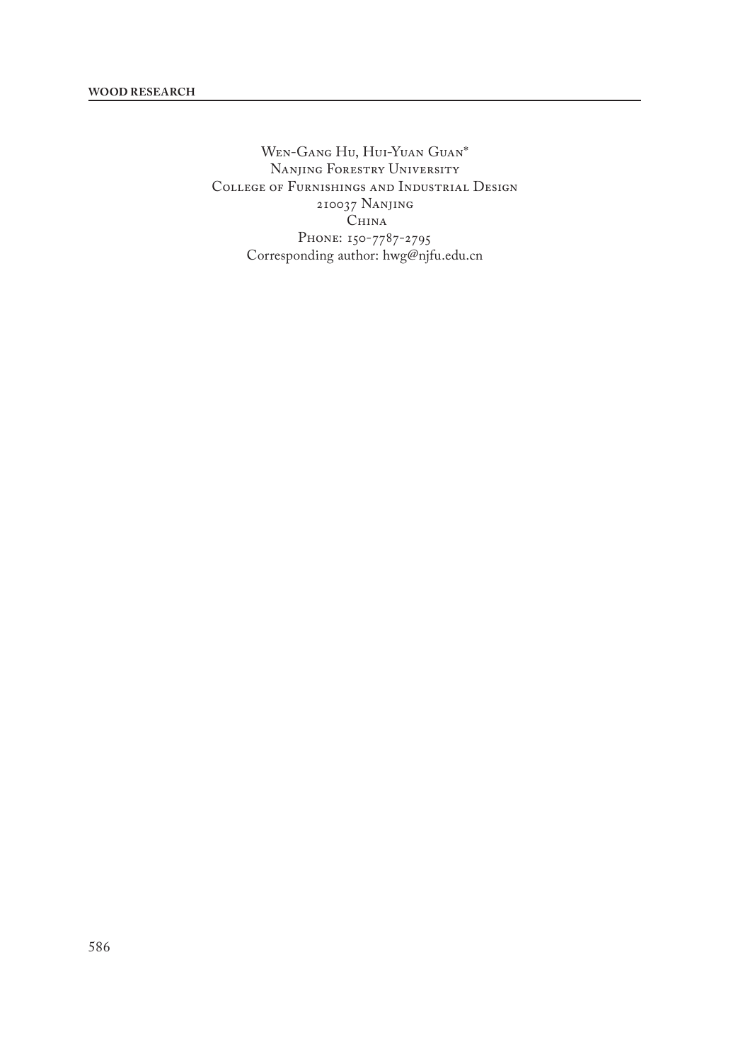Wen-Gang Hu, Hui-Yuan Guan*
Nanjing Forestry University
College of Furnishings and Industrial Design
210037 Nanjing
China
Phone: 150-7787-2795
Corresponding author: hwg@njfu.edu.cn